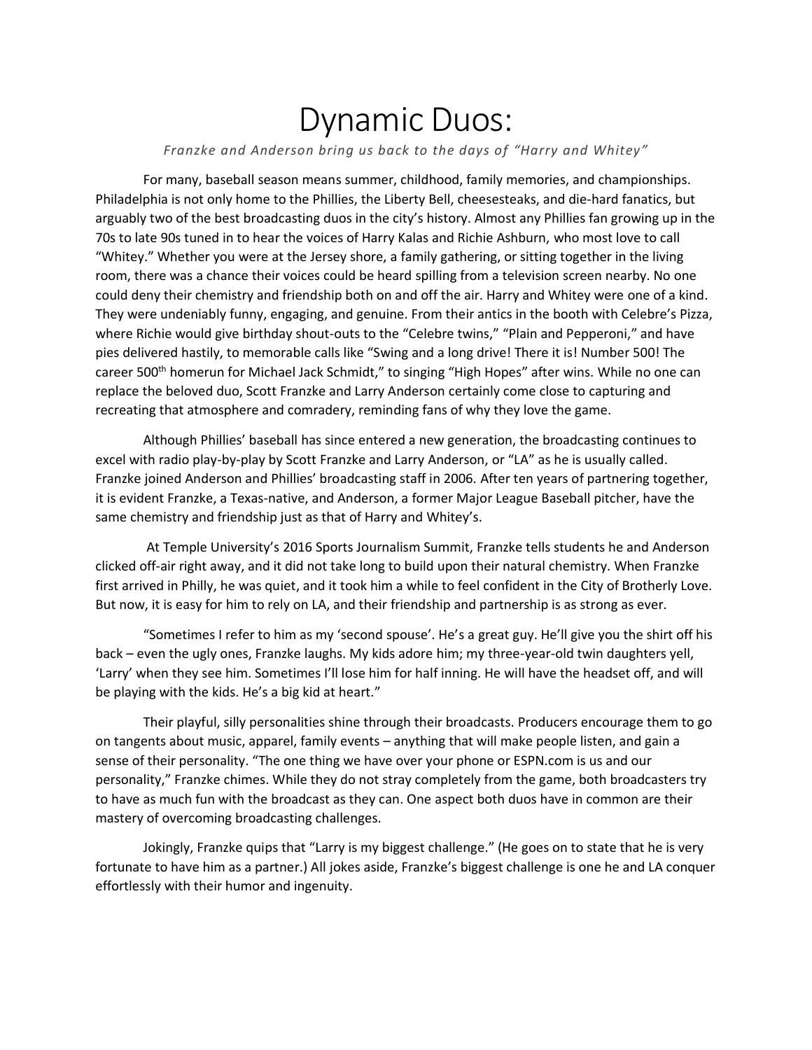# Dynamic Duos:

*Franzke and Anderson bring us back to the days of "Harry and Whitey"*

For many, baseball season means summer, childhood, family memories, and championships. Philadelphia is not only home to the Phillies, the Liberty Bell, cheesesteaks, and die-hard fanatics, but arguably two of the best broadcasting duos in the city's history. Almost any Phillies fan growing up in the 70s to late 90s tuned in to hear the voices of Harry Kalas and Richie Ashburn, who most love to call "Whitey." Whether you were at the Jersey shore, a family gathering, or sitting together in the living room, there was a chance their voices could be heard spilling from a television screen nearby. No one could deny their chemistry and friendship both on and off the air. Harry and Whitey were one of a kind. They were undeniably funny, engaging, and genuine. From their antics in the booth with Celebre's Pizza, where Richie would give birthday shout-outs to the "Celebre twins," "Plain and Pepperoni," and have pies delivered hastily, to memorable calls like "Swing and a long drive! There it is! Number 500! The career 500th homerun for Michael Jack Schmidt," to singing "High Hopes" after wins. While no one can replace the beloved duo, Scott Franzke and Larry Anderson certainly come close to capturing and recreating that atmosphere and comradery, reminding fans of why they love the game.

Although Phillies' baseball has since entered a new generation, the broadcasting continues to excel with radio play-by-play by Scott Franzke and Larry Anderson, or "LA" as he is usually called. Franzke joined Anderson and Phillies' broadcasting staff in 2006. After ten years of partnering together, it is evident Franzke, a Texas-native, and Anderson, a former Major League Baseball pitcher, have the same chemistry and friendship just as that of Harry and Whitey's.

At Temple University's 2016 Sports Journalism Summit, Franzke tells students he and Anderson clicked off-air right away, and it did not take long to build upon their natural chemistry. When Franzke first arrived in Philly, he was quiet, and it took him a while to feel confident in the City of Brotherly Love. But now, it is easy for him to rely on LA, and their friendship and partnership is as strong as ever.

"Sometimes I refer to him as my 'second spouse'. He's a great guy. He'll give you the shirt off his back – even the ugly ones, Franzke laughs. My kids adore him; my three-year-old twin daughters yell, 'Larry' when they see him. Sometimes I'll lose him for half inning. He will have the headset off, and will be playing with the kids. He's a big kid at heart."

Their playful, silly personalities shine through their broadcasts. Producers encourage them to go on tangents about music, apparel, family events – anything that will make people listen, and gain a sense of their personality. "The one thing we have over your phone or ESPN.com is us and our personality," Franzke chimes. While they do not stray completely from the game, both broadcasters try to have as much fun with the broadcast as they can. One aspect both duos have in common are their mastery of overcoming broadcasting challenges.

Jokingly, Franzke quips that "Larry is my biggest challenge." (He goes on to state that he is very fortunate to have him as a partner.) All jokes aside, Franzke's biggest challenge is one he and LA conquer effortlessly with their humor and ingenuity.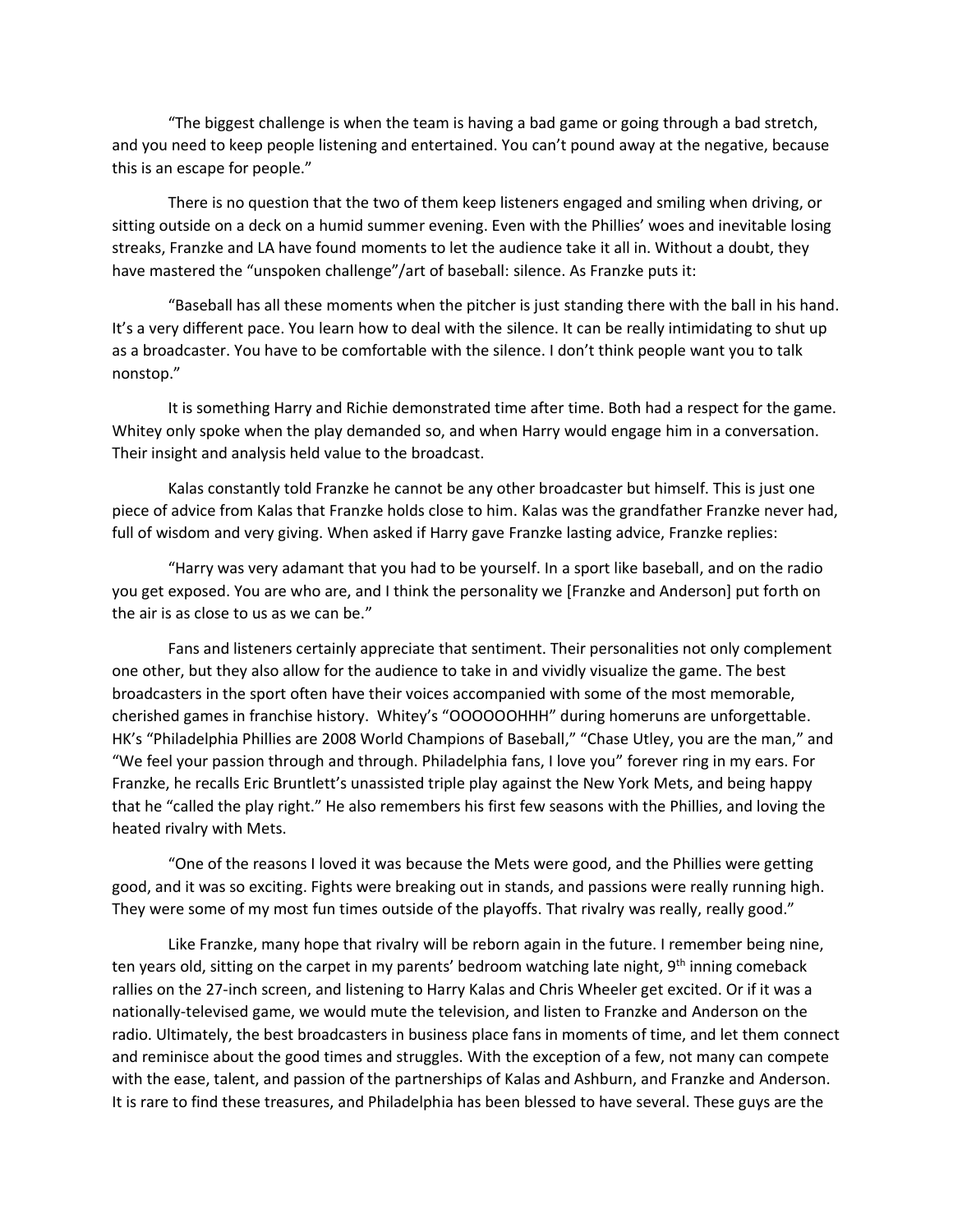"The biggest challenge is when the team is having a bad game or going through a bad stretch, and you need to keep people listening and entertained. You can't pound away at the negative, because this is an escape for people."

There is no question that the two of them keep listeners engaged and smiling when driving, or sitting outside on a deck on a humid summer evening. Even with the Phillies' woes and inevitable losing streaks, Franzke and LA have found moments to let the audience take it all in. Without a doubt, they have mastered the "unspoken challenge"/art of baseball: silence. As Franzke puts it:

"Baseball has all these moments when the pitcher is just standing there with the ball in his hand. It's a very different pace. You learn how to deal with the silence. It can be really intimidating to shut up as a broadcaster. You have to be comfortable with the silence. I don't think people want you to talk nonstop."

It is something Harry and Richie demonstrated time after time. Both had a respect for the game. Whitey only spoke when the play demanded so, and when Harry would engage him in a conversation. Their insight and analysis held value to the broadcast.

Kalas constantly told Franzke he cannot be any other broadcaster but himself. This is just one piece of advice from Kalas that Franzke holds close to him. Kalas was the grandfather Franzke never had, full of wisdom and very giving. When asked if Harry gave Franzke lasting advice, Franzke replies:

"Harry was very adamant that you had to be yourself. In a sport like baseball, and on the radio you get exposed. You are who are, and I think the personality we [Franzke and Anderson] put forth on the air is as close to us as we can be."

Fans and listeners certainly appreciate that sentiment. Their personalities not only complement one other, but they also allow for the audience to take in and vividly visualize the game. The best broadcasters in the sport often have their voices accompanied with some of the most memorable, cherished games in franchise history. Whitey's "OOOOOOHHH" during homeruns are unforgettable. HK's "Philadelphia Phillies are 2008 World Champions of Baseball," "Chase Utley, you are the man," and "We feel your passion through and through. Philadelphia fans, I love you" forever ring in my ears. For Franzke, he recalls Eric Bruntlett's unassisted triple play against the New York Mets, and being happy that he "called the play right." He also remembers his first few seasons with the Phillies, and loving the heated rivalry with Mets.

"One of the reasons I loved it was because the Mets were good, and the Phillies were getting good, and it was so exciting. Fights were breaking out in stands, and passions were really running high. They were some of my most fun times outside of the playoffs. That rivalry was really, really good."

Like Franzke, many hope that rivalry will be reborn again in the future. I remember being nine, ten years old, sitting on the carpet in my parents' bedroom watching late night, 9th inning comeback rallies on the 27-inch screen, and listening to Harry Kalas and Chris Wheeler get excited. Or if it was a nationally-televised game, we would mute the television, and listen to Franzke and Anderson on the radio. Ultimately, the best broadcasters in business place fans in moments of time, and let them connect and reminisce about the good times and struggles. With the exception of a few, not many can compete with the ease, talent, and passion of the partnerships of Kalas and Ashburn, and Franzke and Anderson. It is rare to find these treasures, and Philadelphia has been blessed to have several. These guys are the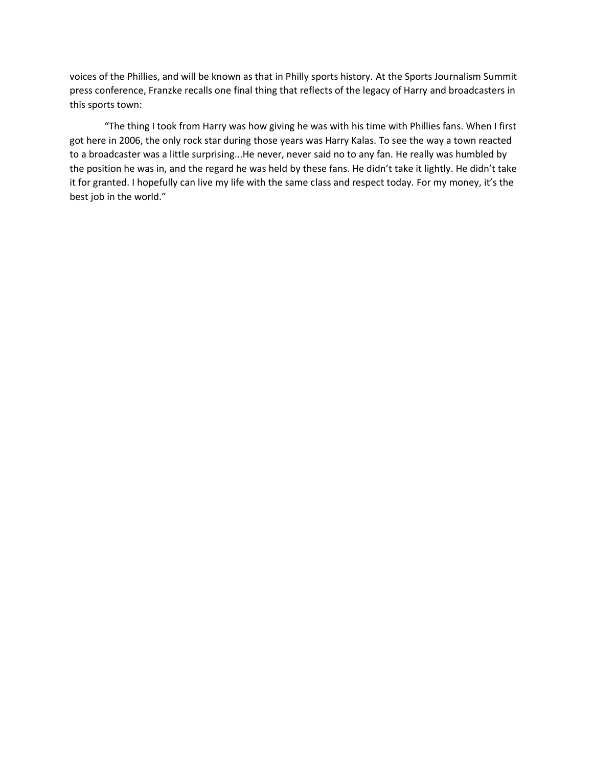voices of the Phillies, and will be known as that in Philly sports history. At the Sports Journalism Summit press conference, Franzke recalls one final thing that reflects of the legacy of Harry and broadcasters in this sports town:

"The thing I took from Harry was how giving he was with his time with Phillies fans. When I first got here in 2006, the only rock star during those years was Harry Kalas. To see the way a town reacted to a broadcaster was a little surprising...He never, never said no to any fan. He really was humbled by the position he was in, and the regard he was held by these fans. He didn't take it lightly. He didn't take it for granted. I hopefully can live my life with the same class and respect today. For my money, it's the best job in the world."